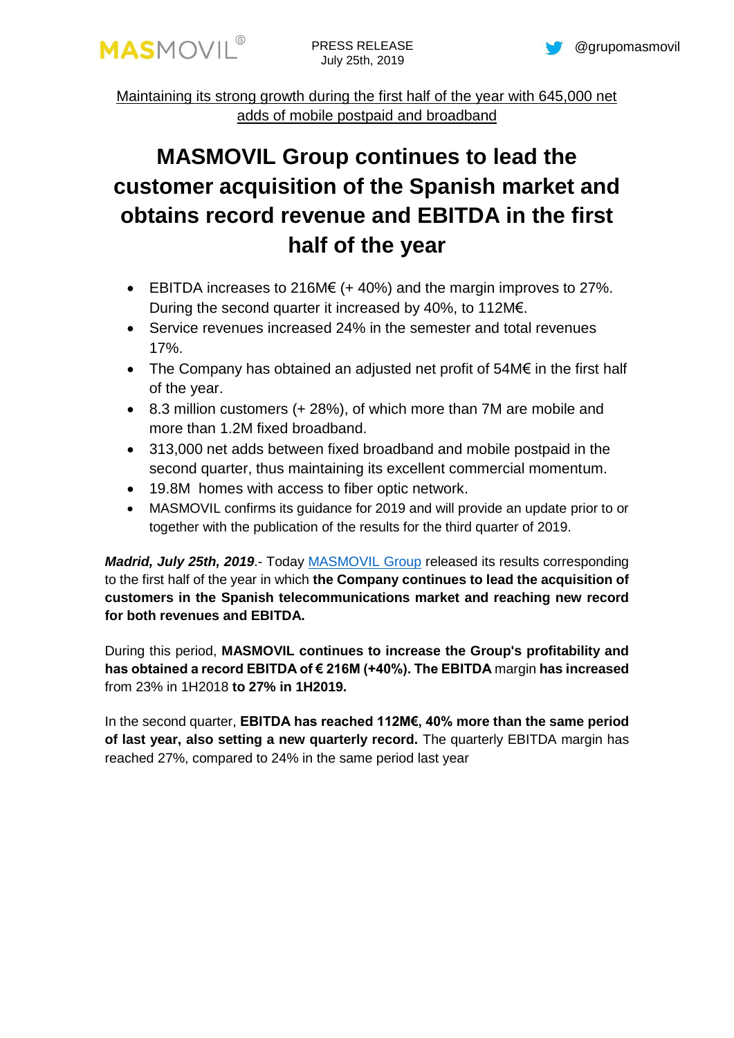MASMOVIL©

PRESS RELEASE
July 25th, 2019

@grupomasmovil

Maintaining its strong growth during the first half of the year with 645,000 net adds of mobile postpaid and broadband

# MASMOVIL Group continues to lead the customer acquisition of the Spanish market and obtains record revenue and EBITDA in the first half of the year

- EBITDA increases to 216M€ (+ 40%) and the margin improves to 27%. During the second quarter it increased by 40%, to 112M€.
- Service revenues increased 24% in the semester and total revenues 17%.
- The Company has obtained an adjusted net profit of 54M€ in the first half of the year.
- 8.3 million customers (+ 28%), of which more than 7M are mobile and more than 1.2M fixed broadband.
- 313,000 net adds between fixed broadband and mobile postpaid in the second quarter, thus maintaining its excellent commercial momentum.
- 19.8M homes with access to fiber optic network.
- MASMOVIL confirms its guidance for 2019 and will provide an update prior to or together with the publication of the results for the third quarter of 2019.

***Madrid, July 25th, 2019***.- Today MASMOVIL Group released its results corresponding to the first half of the year in which **the Company continues to lead the acquisition of customers in the Spanish telecommunications market and reaching new record for both revenues and EBITDA.**

During this period, **MASMOVIL continues to increase the Group's profitability and has obtained a record EBITDA of € 216M (+40%). The EBITDA** margin **has increased** from 23% in 1H2018 **to 27% in 1H2019.**

In the second quarter, **EBITDA has reached 112M€, 40% more than the same period of last year, also setting a new quarterly record.** The quarterly EBITDA margin has reached 27%, compared to 24% in the same period last year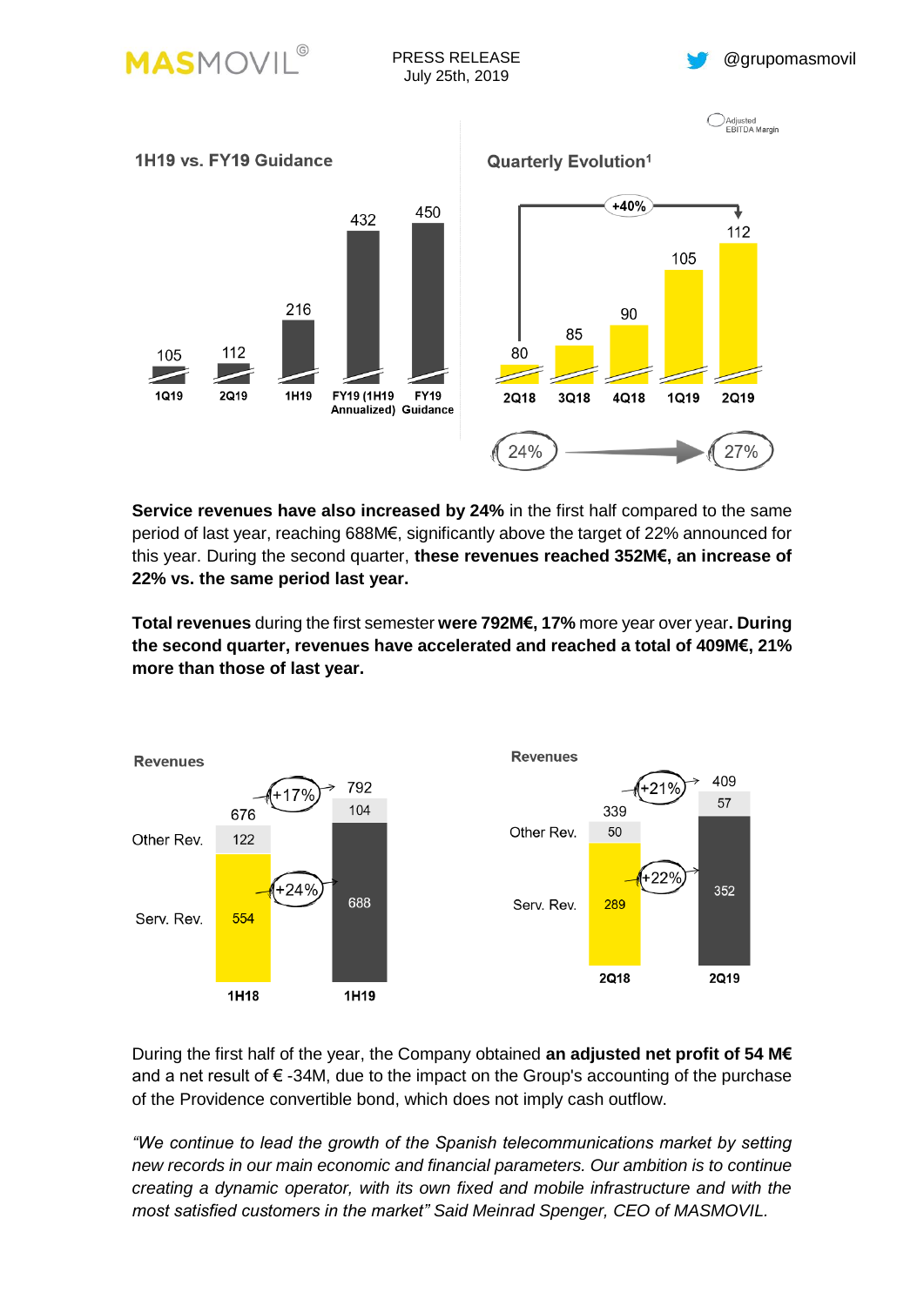## 1H19 vs. FY19 Guidance

| 1Q19 | 2Q19 | 1H19 | FY19 (1H19 Annualized) | FY19 Guidance |
|---|---|---|---|---|
| 105 | 112 | 216 | 432 | 450 |

## Quarterly Evolution[1]

| | 2Q18 | 3Q18 | 4Q18 | 1Q19 | 2Q19 |
|---|---|---|---|---|---|
| Adjusted EBITDA | 80 | 85 | 90 | 105 | 112 |

+40% (2Q18 → 2Q19)

Adjusted EBITDA Margin: 24% → 27%

**Service revenues have also increased by 24%** in the first half compared to the same period of last year, reaching 688M€, significantly above the target of 22% announced for this year. During the second quarter, **these revenues reached 352M€, an increase of 22% vs. the same period last year.**

**Total revenues** during the first semester **were 792M€, 17%** more year over year**. During the second quarter, revenues have accelerated and reached a total of 409M€, 21% more than those of last year.**

### Revenues

| | 1H18 | 1H19 |
|---|---|---|
| Other Rev. | 122 | 104 |
| Serv. Rev. | 554 | 688 |
| Total | 676 | 792 |

Serv. Rev. +24%; Total +17%

### Revenues

| | 2Q18 | 2Q19 |
|---|---|---|
| Other Rev. | 50 | 57 |
| Serv. Rev. | 289 | 352 |
| Total | 339 | 409 |

Serv. Rev. +22%; Total +21%

During the first half of the year, the Company obtained **an adjusted net profit of 54 M€** and a net result of € -34M, due to the impact on the Group's accounting of the purchase of the Providence convertible bond, which does not imply cash outflow.

*"We continue to lead the growth of the Spanish telecommunications market by setting new records in our main economic and financial parameters. Our ambition is to continue creating a dynamic operator, with its own fixed and mobile infrastructure and with the most satisfied customers in the market" Said Meinrad Spenger, CEO of MASMOVIL.*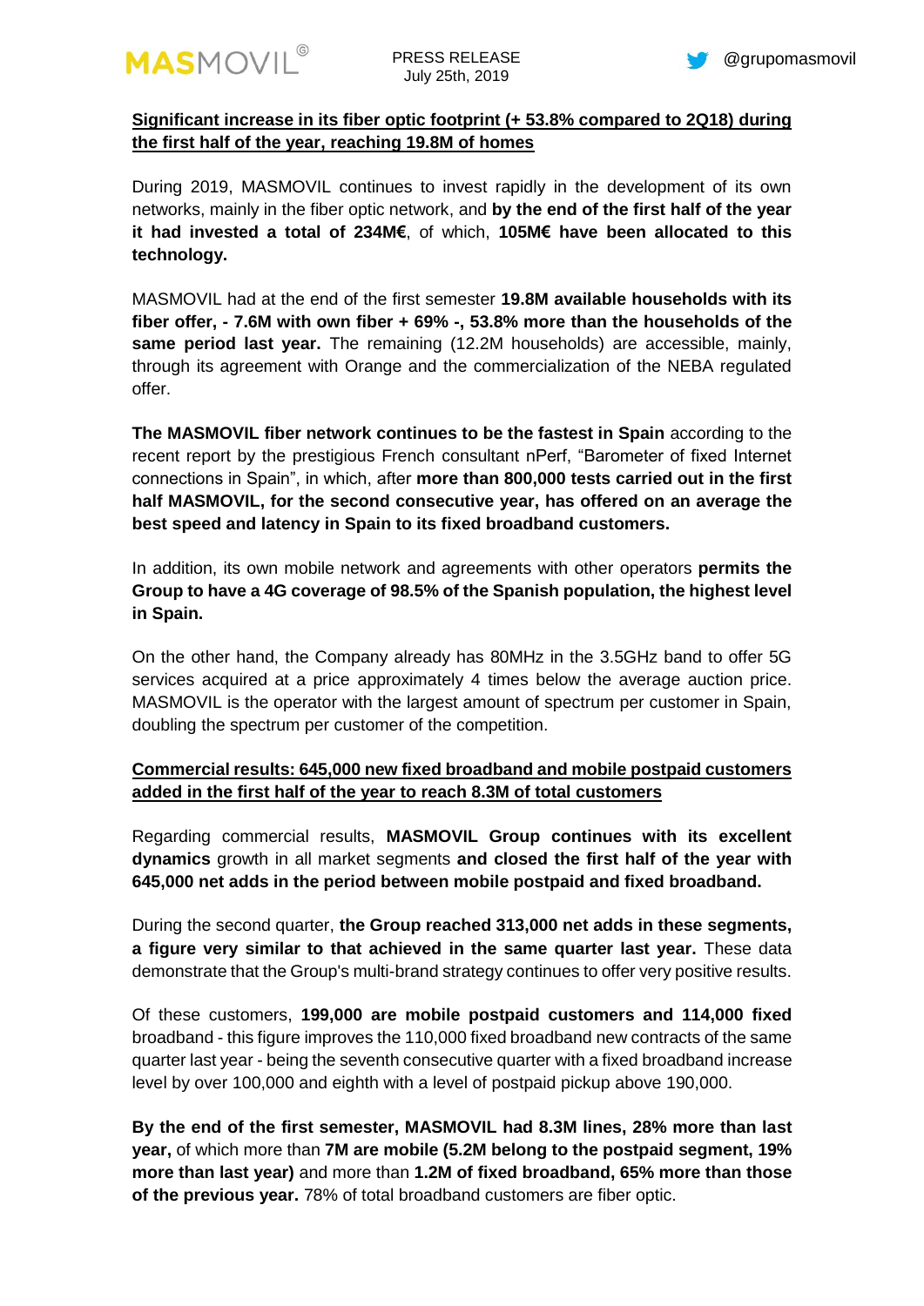**Significant increase in its fiber optic footprint (+ 53.8% compared to 2Q18) during the first half of the year, reaching 19.8M of homes**

During 2019, MASMOVIL continues to invest rapidly in the development of its own networks, mainly in the fiber optic network, and **by the end of the first half of the year it had invested a total of 234M€**, of which, **105M€ have been allocated to this technology.**

MASMOVIL had at the end of the first semester **19.8M available households with its fiber offer, - 7.6M with own fiber + 69% -, 53.8% more than the households of the same period last year.** The remaining (12.2M households) are accessible, mainly, through its agreement with Orange and the commercialization of the NEBA regulated offer.

**The MASMOVIL fiber network continues to be the fastest in Spain** according to the recent report by the prestigious French consultant nPerf, "Barometer of fixed Internet connections in Spain", in which, after **more than 800,000 tests carried out in the first half MASMOVIL, for the second consecutive year, has offered on an average the best speed and latency in Spain to its fixed broadband customers.**

In addition, its own mobile network and agreements with other operators **permits the Group to have a 4G coverage of 98.5% of the Spanish population, the highest level in Spain.**

On the other hand, the Company already has 80MHz in the 3.5GHz band to offer 5G services acquired at a price approximately 4 times below the average auction price. MASMOVIL is the operator with the largest amount of spectrum per customer in Spain, doubling the spectrum per customer of the competition.

**Commercial results: 645,000 new fixed broadband and mobile postpaid customers added in the first half of the year to reach 8.3M of total customers**

Regarding commercial results, **MASMOVIL Group continues with its excellent dynamics** growth in all market segments **and closed the first half of the year with 645,000 net adds in the period between mobile postpaid and fixed broadband.**

During the second quarter, **the Group reached 313,000 net adds in these segments, a figure very similar to that achieved in the same quarter last year.** These data demonstrate that the Group's multi-brand strategy continues to offer very positive results.

Of these customers, **199,000 are mobile postpaid customers and 114,000 fixed** broadband - this figure improves the 110,000 fixed broadband new contracts of the same quarter last year - being the seventh consecutive quarter with a fixed broadband increase level by over 100,000 and eighth with a level of postpaid pickup above 190,000.

**By the end of the first semester, MASMOVIL had 8.3M lines, 28% more than last year,** of which more than **7M are mobile (5.2M belong to the postpaid segment, 19% more than last year)** and more than **1.2M of fixed broadband, 65% more than those of the previous year.** 78% of total broadband customers are fiber optic.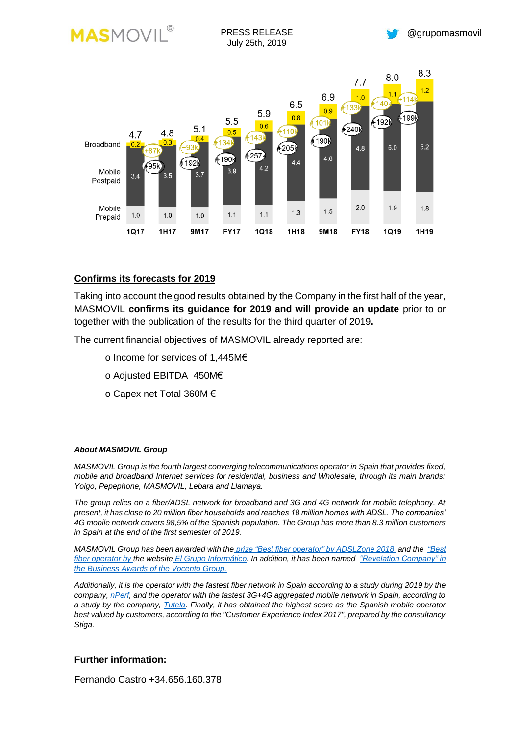| | 1Q17 | 1H17 | 9M17 | FY17 | 1Q18 | 1H18 | 9M18 | FY18 | 1Q19 | 1H19 |
|---|---|---|---|---|---|---|---|---|---|---|
| Total | 4.7 | 4.8 | 5.1 | 5.5 | 5.9 | 6.5 | 6.9 | 7.7 | 8.0 | 8.3 |
| Broadband | 0.2 | 0.3 | 0.4 | 0.5 | 0.6 | 0.8 | 0.9 | 1.0 | 1.1 | 1.2 |
| Broadband net adds | | +87k | +93k | +134k | +143k | +110k | +101k | +133k | +140k | +114k |
| Mobile Postpaid | 3.4 | 3.5 | 3.7 | 3.9 | 4.2 | 4.4 | 4.6 | 4.8 | 5.0 | 5.2 |
| Mobile Postpaid net adds | | +95k | +192k | +190k | +257k | +205k | +190k | +240k | +192k | +199k |
| Mobile Prepaid | 1.0 | 1.0 | 1.0 | 1.1 | 1.1 | 1.3 | 1.5 | 2.0 | 1.9 | 1.8 |

## Confirms its forecasts for 2019

Taking into account the good results obtained by the Company in the first half of the year, MASMOVIL **confirms its guidance for 2019 and will provide an update** prior to or together with the publication of the results for the third quarter of 2019**.**

The current financial objectives of MASMOVIL already reported are:

- Income for services of 1,445M€
- Adjusted EBITDA 450M€
- Capex net Total 360M €

***About MASMOVIL Group***

*MASMOVIL Group is the fourth largest converging telecommunications operator in Spain that provides fixed, mobile and broadband Internet services for residential, business and Wholesale, through its main brands: Yoigo, Pepephone, MASMOVIL, Lebara and Llamaya.*

*The group relies on a fiber/ADSL network for broadband and 3G and 4G network for mobile telephony. At present, it has close to 20 million fiber households and reaches 18 million homes with ADSL. The companies' 4G mobile network covers 98,5% of the Spanish population. The Group has more than 8.3 million customers in Spain at the end of the first semester of 2019.*

*MASMOVIL Group has been awarded with the prize "Best fiber operator" by ADSLZone 2018 and the "Best fiber operator by the website El Grupo Informático. In addition, it has been named "Revelation Company" in the Business Awards of the Vocento Group.*

*Additionally, it is the operator with the fastest fiber network in Spain according to a study during 2019 by the company, nPerf, and the operator with the fastest 3G+4G aggregated mobile network in Spain, according to a study by the company, Tutela. Finally, it has obtained the highest score as the Spanish mobile operator best valued by customers, according to the "Customer Experience Index 2017", prepared by the consultancy Stiga.*

### Further information:

Fernando Castro +34.656.160.378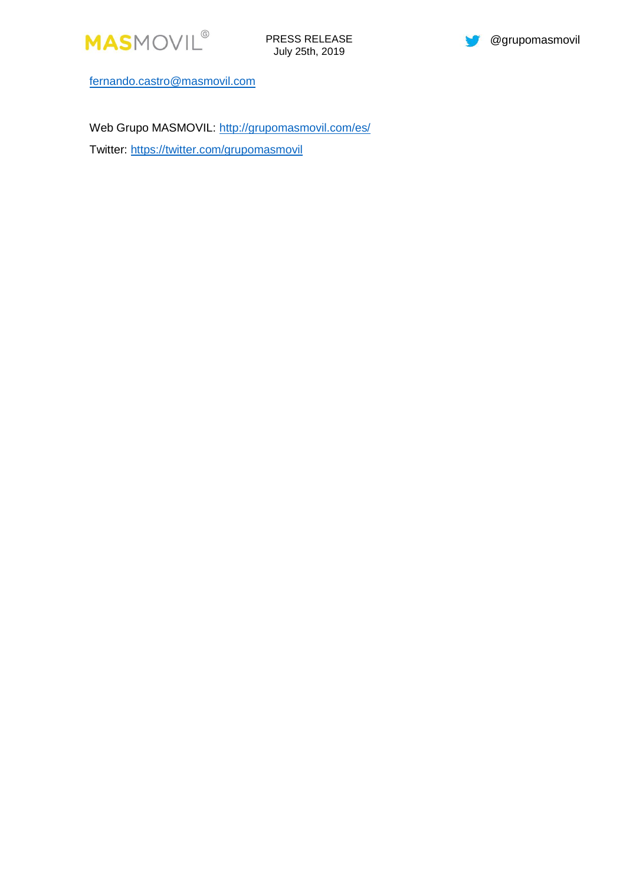fernando.castro@masmovil.com

Web Grupo MASMOVIL: http://grupomasmovil.com/es/

Twitter: https://twitter.com/grupomasmovil